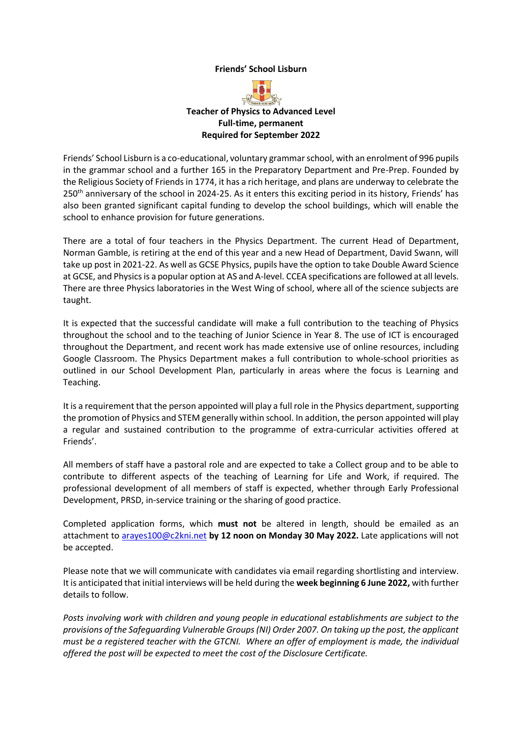**Friends' School Lisburn**

**Teacher of Physics to Advanced Level**
**Full-time, permanent**
**Required for September 2022**

Friends' School Lisburn is a co-educational, voluntary grammar school, with an enrolment of 996 pupils in the grammar school and a further 165 in the Preparatory Department and Pre-Prep. Founded by the Religious Society of Friends in 1774, it has a rich heritage, and plans are underway to celebrate the 250th anniversary of the school in 2024-25. As it enters this exciting period in its history, Friends' has also been granted significant capital funding to develop the school buildings, which will enable the school to enhance provision for future generations.

There are a total of four teachers in the Physics Department. The current Head of Department, Norman Gamble, is retiring at the end of this year and a new Head of Department, David Swann, will take up post in 2021-22. As well as GCSE Physics, pupils have the option to take Double Award Science at GCSE, and Physics is a popular option at AS and A-level. CCEA specifications are followed at all levels. There are three Physics laboratories in the West Wing of school, where all of the science subjects are taught.

It is expected that the successful candidate will make a full contribution to the teaching of Physics throughout the school and to the teaching of Junior Science in Year 8. The use of ICT is encouraged throughout the Department, and recent work has made extensive use of online resources, including Google Classroom. The Physics Department makes a full contribution to whole-school priorities as outlined in our School Development Plan, particularly in areas where the focus is Learning and Teaching.

It is a requirement that the person appointed will play a full role in the Physics department, supporting the promotion of Physics and STEM generally within school. In addition, the person appointed will play a regular and sustained contribution to the programme of extra-curricular activities offered at Friends'.

All members of staff have a pastoral role and are expected to take a Collect group and to be able to contribute to different aspects of the teaching of Learning for Life and Work, if required. The professional development of all members of staff is expected, whether through Early Professional Development, PRSD, in-service training or the sharing of good practice.

Completed application forms, which **must not** be altered in length, should be emailed as an attachment to arayes100@c2kni.net **by 12 noon on Monday 30 May 2022.** Late applications will not be accepted.

Please note that we will communicate with candidates via email regarding shortlisting and interview. It is anticipated that initial interviews will be held during the **week beginning 6 June 2022,** with further details to follow.

*Posts involving work with children and young people in educational establishments are subject to the provisions of the Safeguarding Vulnerable Groups (NI) Order 2007. On taking up the post, the applicant must be a registered teacher with the GTCNI. Where an offer of employment is made, the individual offered the post will be expected to meet the cost of the Disclosure Certificate.*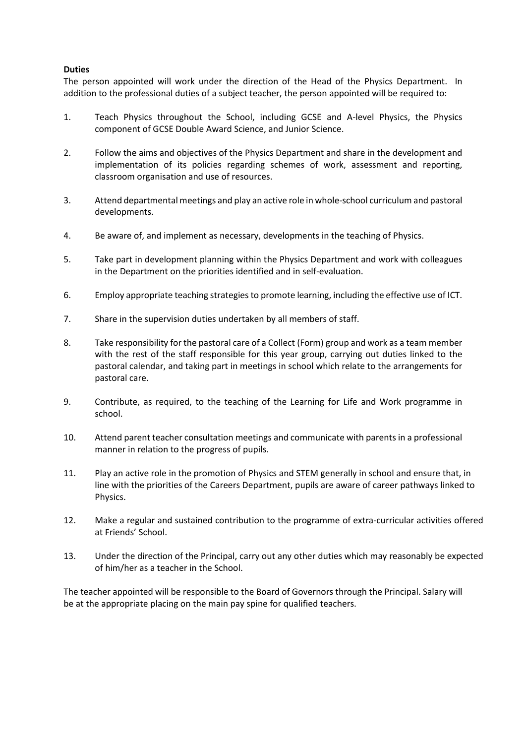**Duties**

The person appointed will work under the direction of the Head of the Physics Department. In addition to the professional duties of a subject teacher, the person appointed will be required to:

1. Teach Physics throughout the School, including GCSE and A-level Physics, the Physics component of GCSE Double Award Science, and Junior Science.

2. Follow the aims and objectives of the Physics Department and share in the development and implementation of its policies regarding schemes of work, assessment and reporting, classroom organisation and use of resources.

3. Attend departmental meetings and play an active role in whole-school curriculum and pastoral developments.

4. Be aware of, and implement as necessary, developments in the teaching of Physics.

5. Take part in development planning within the Physics Department and work with colleagues in the Department on the priorities identified and in self-evaluation.

6. Employ appropriate teaching strategies to promote learning, including the effective use of ICT.

7. Share in the supervision duties undertaken by all members of staff.

8. Take responsibility for the pastoral care of a Collect (Form) group and work as a team member with the rest of the staff responsible for this year group, carrying out duties linked to the pastoral calendar, and taking part in meetings in school which relate to the arrangements for pastoral care.

9. Contribute, as required, to the teaching of the Learning for Life and Work programme in school.

10. Attend parent teacher consultation meetings and communicate with parents in a professional manner in relation to the progress of pupils.

11. Play an active role in the promotion of Physics and STEM generally in school and ensure that, in line with the priorities of the Careers Department, pupils are aware of career pathways linked to Physics.

12. Make a regular and sustained contribution to the programme of extra-curricular activities offered at Friends' School.

13. Under the direction of the Principal, carry out any other duties which may reasonably be expected of him/her as a teacher in the School.

The teacher appointed will be responsible to the Board of Governors through the Principal. Salary will be at the appropriate placing on the main pay spine for qualified teachers.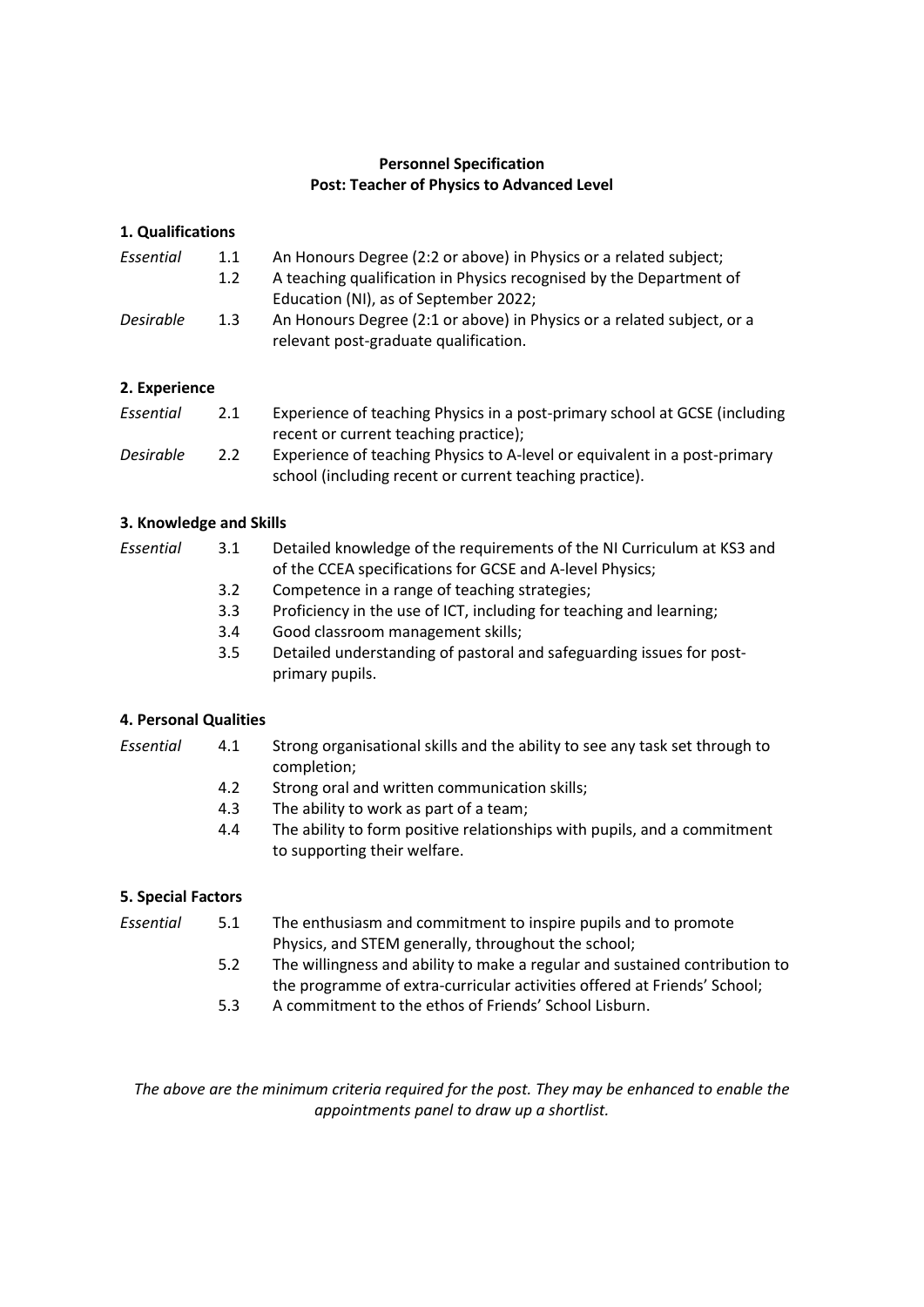**Personnel Specification**
**Post: Teacher of Physics to Advanced Level**

## 1. Qualifications

| | | |
|---|---|---|
| *Essential* | 1.1 | An Honours Degree (2:2 or above) in Physics or a related subject; |
| | 1.2 | A teaching qualification in Physics recognised by the Department of Education (NI), as of September 2022; |
| *Desirable* | 1.3 | An Honours Degree (2:1 or above) in Physics or a related subject, or a relevant post-graduate qualification. |

## 2. Experience

| | | |
|---|---|---|
| *Essential* | 2.1 | Experience of teaching Physics in a post-primary school at GCSE (including recent or current teaching practice); |
| *Desirable* | 2.2 | Experience of teaching Physics to A-level or equivalent in a post-primary school (including recent or current teaching practice). |

## 3. Knowledge and Skills

| | | |
|---|---|---|
| *Essential* | 3.1 | Detailed knowledge of the requirements of the NI Curriculum at KS3 and of the CCEA specifications for GCSE and A-level Physics; |
| | 3.2 | Competence in a range of teaching strategies; |
| | 3.3 | Proficiency in the use of ICT, including for teaching and learning; |
| | 3.4 | Good classroom management skills; |
| | 3.5 | Detailed understanding of pastoral and safeguarding issues for post-primary pupils. |

## 4. Personal Qualities

| | | |
|---|---|---|
| *Essential* | 4.1 | Strong organisational skills and the ability to see any task set through to completion; |
| | 4.2 | Strong oral and written communication skills; |
| | 4.3 | The ability to work as part of a team; |
| | 4.4 | The ability to form positive relationships with pupils, and a commitment to supporting their welfare. |

## 5. Special Factors

| | | |
|---|---|---|
| *Essential* | 5.1 | The enthusiasm and commitment to inspire pupils and to promote Physics, and STEM generally, throughout the school; |
| | 5.2 | The willingness and ability to make a regular and sustained contribution to the programme of extra-curricular activities offered at Friends' School; |
| | 5.3 | A commitment to the ethos of Friends' School Lisburn. |

*The above are the minimum criteria required for the post. They may be enhanced to enable the appointments panel to draw up a shortlist.*